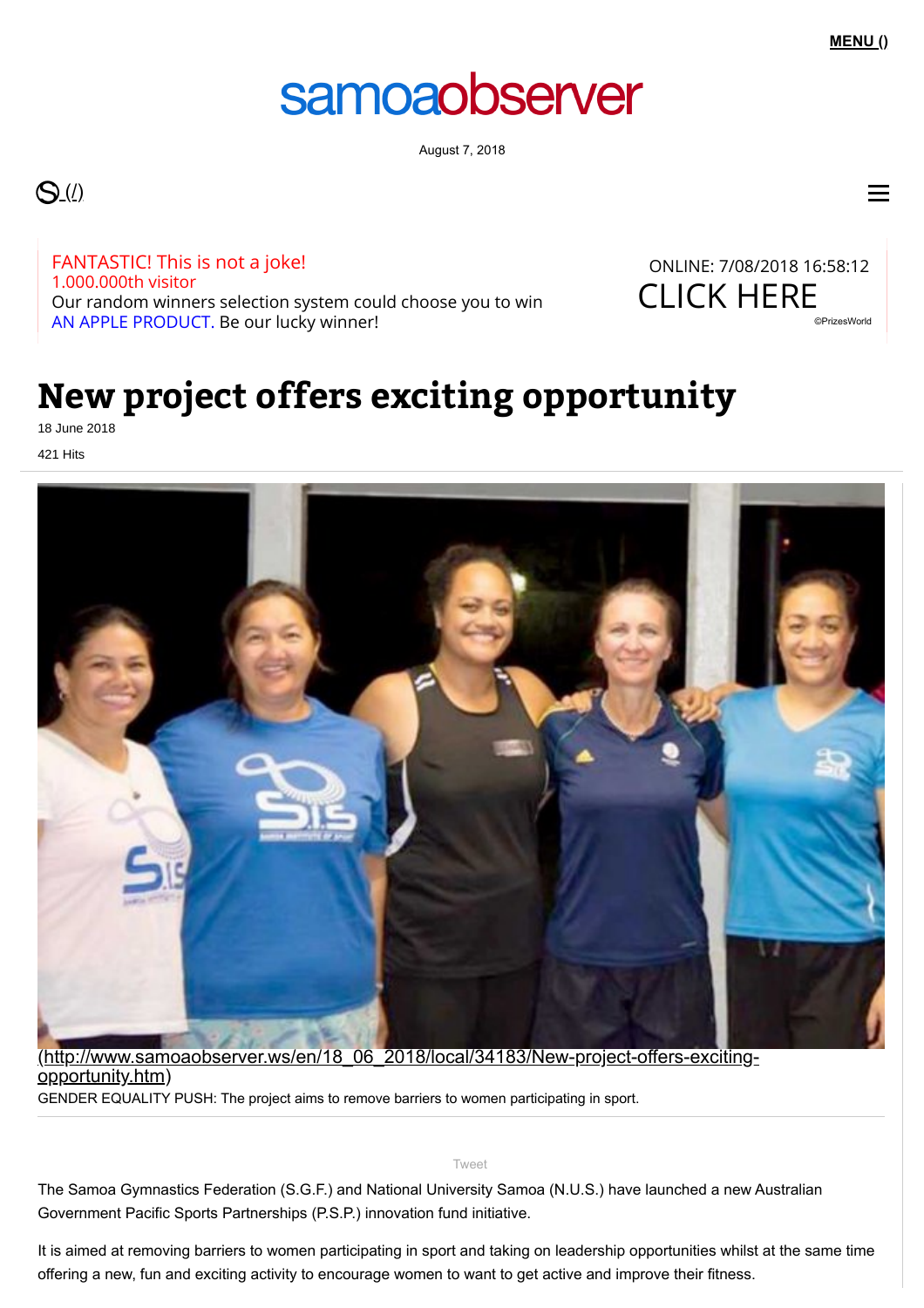MENU ()

samoaobserver

August 7, 2018

FANTASTIC! This is not a joke!
1.000.000th visitor
Our random winners selection system could choose you to win AN APPLE PRODUCT. Be our lucky winner!

ONLINE: 7/08/2018 16:58:12
CLICK HERE
©PrizesWorld

# New project offers exciting opportunity

18 June 2018

421 Hits

(http://www.samoaobserver.ws/en/18_06_2018/local/34183/New-project-offers-exciting-opportunity.htm)

GENDER EQUALITY PUSH: The project aims to remove barriers to women participating in sport.

Tweet

The Samoa Gymnastics Federation (S.G.F.) and National University Samoa (N.U.S.) have launched a new Australian Government Pacific Sports Partnerships (P.S.P.) innovation fund initiative.

It is aimed at removing barriers to women participating in sport and taking on leadership opportunities whilst at the same time offering a new, fun and exciting activity to encourage women to want to get active and improve their fitness.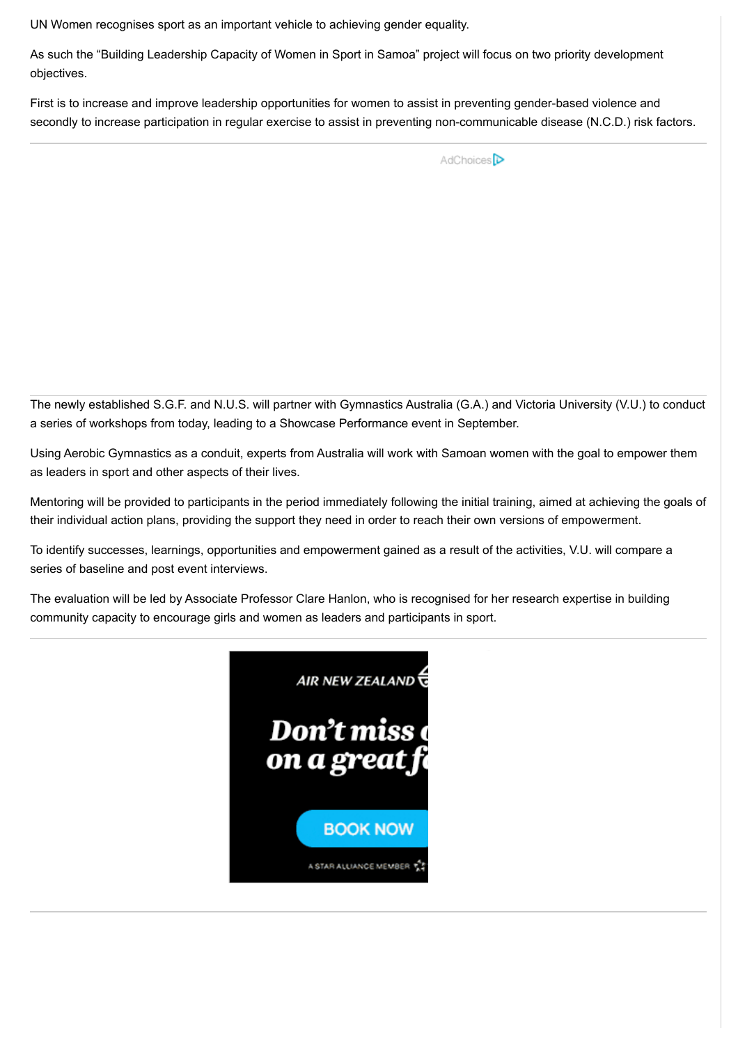UN Women recognises sport as an important vehicle to achieving gender equality.

As such the “Building Leadership Capacity of Women in Sport in Samoa” project will focus on two priority development objectives.

First is to increase and improve leadership opportunities for women to assist in preventing gender-based violence and secondly to increase participation in regular exercise to assist in preventing non-communicable disease (N.C.D.) risk factors.

The newly established S.G.F. and N.U.S. will partner with Gymnastics Australia (G.A.) and Victoria University (V.U.) to conduct a series of workshops from today, leading to a Showcase Performance event in September.

Using Aerobic Gymnastics as a conduit, experts from Australia will work with Samoan women with the goal to empower them as leaders in sport and other aspects of their lives.

Mentoring will be provided to participants in the period immediately following the initial training, aimed at achieving the goals of their individual action plans, providing the support they need in order to reach their own versions of empowerment.

To identify successes, learnings, opportunities and empowerment gained as a result of the activities, V.U. will compare a series of baseline and post event interviews.

The evaluation will be led by Associate Professor Clare Hanlon, who is recognised for her research expertise in building community capacity to encourage girls and women as leaders and participants in sport.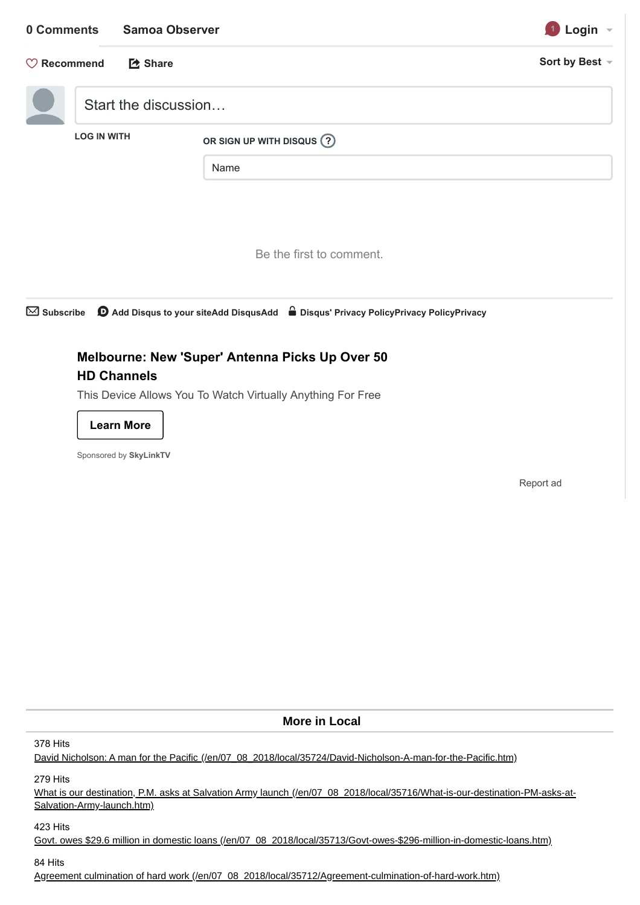0 Comments Samoa Observer

1 Login

Recommend Share

Sort by Best

Start the discussion…

LOG IN WITH

OR SIGN UP WITH DISQUS ?

Name

Be the first to comment.

Subscribe Add Disqus to your siteAdd DisqusAdd Disqus' Privacy PolicyPrivacy PolicyPrivacy

**Melbourne: New 'Super' Antenna Picks Up Over 50 HD Channels**

This Device Allows You To Watch Virtually Anything For Free

Learn More

Sponsored by SkyLinkTV

Report ad

## More in Local

378 Hits
David Nicholson: A man for the Pacific (/en/07_08_2018/local/35724/David-Nicholson-A-man-for-the-Pacific.htm)

279 Hits
What is our destination, P.M. asks at Salvation Army launch (/en/07_08_2018/local/35716/What-is-our-destination-PM-asks-at-Salvation-Army-launch.htm)

423 Hits
Govt. owes $29.6 million in domestic loans (/en/07_08_2018/local/35713/Govt-owes-$296-million-in-domestic-loans.htm)

84 Hits
Agreement culmination of hard work (/en/07_08_2018/local/35712/Agreement-culmination-of-hard-work.htm)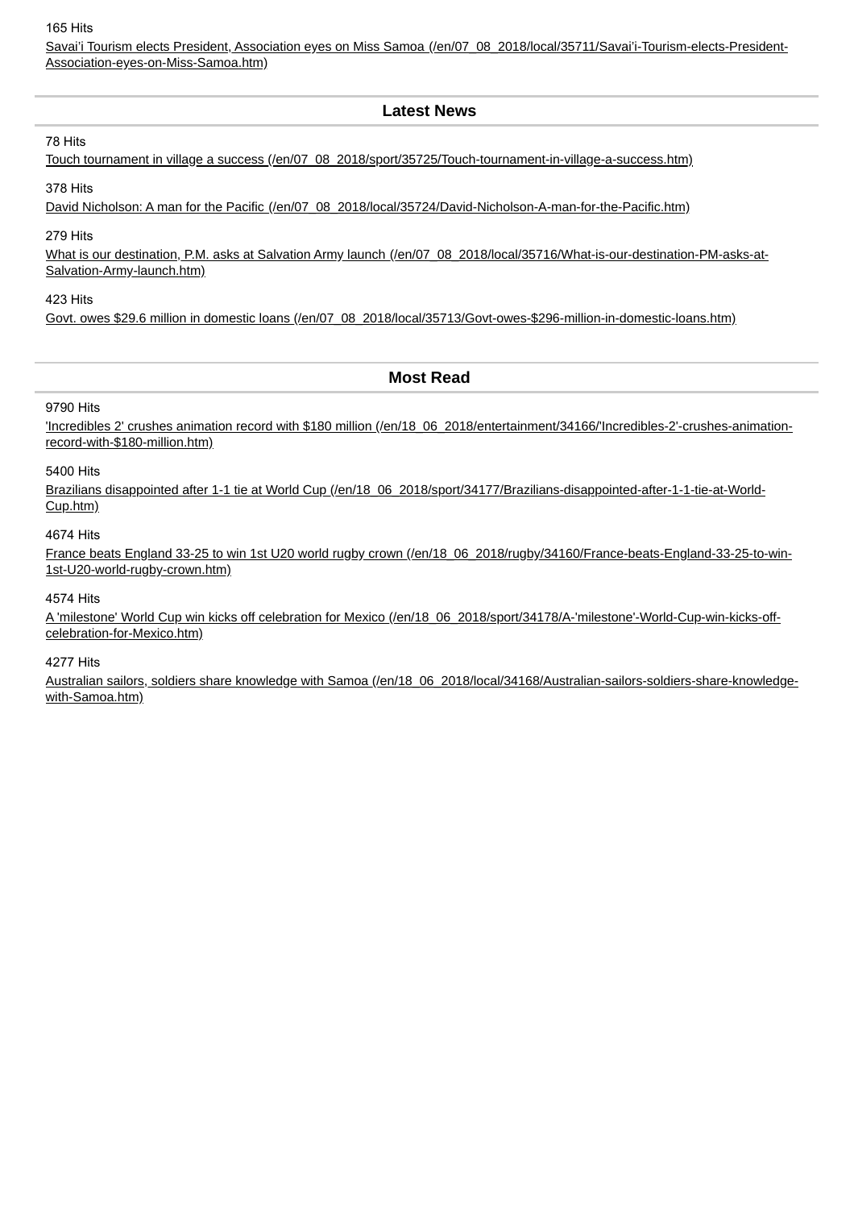165 Hits

Savai'i Tourism elects President, Association eyes on Miss Samoa (/en/07_08_2018/local/35711/Savai'i-Tourism-elects-President-Association-eyes-on-Miss-Samoa.htm)

## Latest News

78 Hits

Touch tournament in village a success (/en/07_08_2018/sport/35725/Touch-tournament-in-village-a-success.htm)

378 Hits

David Nicholson: A man for the Pacific (/en/07_08_2018/local/35724/David-Nicholson-A-man-for-the-Pacific.htm)

279 Hits

What is our destination, P.M. asks at Salvation Army launch (/en/07_08_2018/local/35716/What-is-our-destination-PM-asks-at-Salvation-Army-launch.htm)

423 Hits

Govt. owes $29.6 million in domestic loans (/en/07_08_2018/local/35713/Govt-owes-$296-million-in-domestic-loans.htm)

## Most Read

9790 Hits

'Incredibles 2' crushes animation record with $180 million (/en/18_06_2018/entertainment/34166/'Incredibles-2'-crushes-animation-record-with-$180-million.htm)

5400 Hits

Brazilians disappointed after 1-1 tie at World Cup (/en/18_06_2018/sport/34177/Brazilians-disappointed-after-1-1-tie-at-World-Cup.htm)

4674 Hits

France beats England 33-25 to win 1st U20 world rugby crown (/en/18_06_2018/rugby/34160/France-beats-England-33-25-to-win-1st-U20-world-rugby-crown.htm)

4574 Hits

A 'milestone' World Cup win kicks off celebration for Mexico (/en/18_06_2018/sport/34178/A-'milestone'-World-Cup-win-kicks-off-celebration-for-Mexico.htm)

4277 Hits

Australian sailors, soldiers share knowledge with Samoa (/en/18_06_2018/local/34168/Australian-sailors-soldiers-share-knowledge-with-Samoa.htm)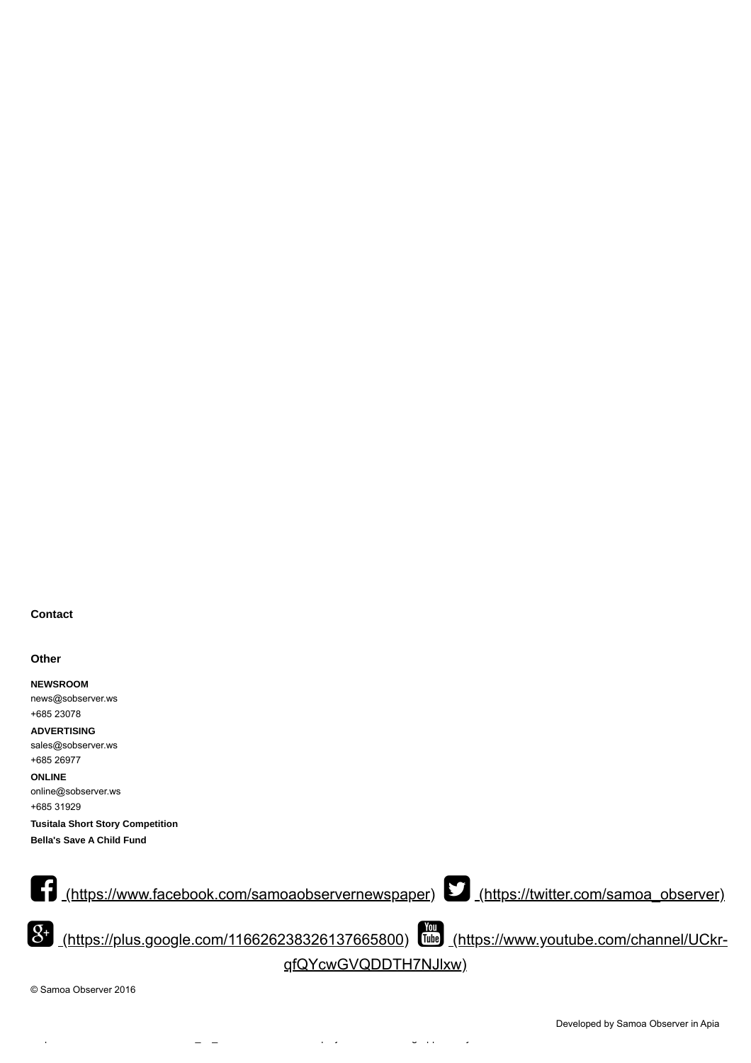**Contact**

**Other**

**NEWSROOM**
news@sobserver.ws
+685 23078

**ADVERTISING**
sales@sobserver.ws
+685 26977

**ONLINE**
online@sobserver.ws
+685 31929

**Tusitala Short Story Competition**

**Bella's Save A Child Fund**

(https://www.facebook.com/samoaobservernewspaper) (https://twitter.com/samoa_observer)

(https://plus.google.com/116626238326137665800) (https://www.youtube.com/channel/UCkr-qfQYcwGVQDDTH7NJlxw)

© Samoa Observer 2016

Developed by Samoa Observer in Apia